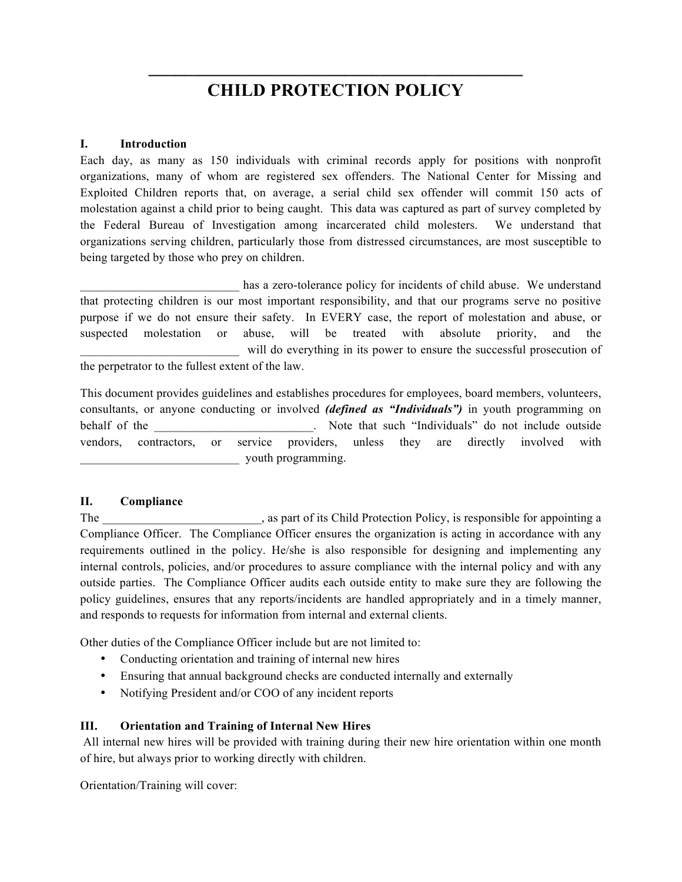\_\_\_\_\_\_\_\_\_\_\_\_\_\_\_\_\_\_\_\_\_\_\_\_\_\_\_\_\_\_\_\_\_\_\_\_\_\_\_\_\_\_\_\_\_\_

# CHILD PROTECTION POLICY

## I. Introduction

Each day, as many as 150 individuals with criminal records apply for positions with nonprofit organizations, many of whom are registered sex offenders. The National Center for Missing and Exploited Children reports that, on average, a serial child sex offender will commit 150 acts of molestation against a child prior to being caught. This data was captured as part of survey completed by the Federal Bureau of Investigation among incarcerated child molesters. We understand that organizations serving children, particularly those from distressed circumstances, are most susceptible to being targeted by those who prey on children.

___________________________ has a zero-tolerance policy for incidents of child abuse. We understand that protecting children is our most important responsibility, and that our programs serve no positive purpose if we do not ensure their safety. In EVERY case, the report of molestation and abuse, or suspected molestation or abuse, will be treated with absolute priority, and the ___________________________ will do everything in its power to ensure the successful prosecution of the perpetrator to the fullest extent of the law.

This document provides guidelines and establishes procedures for employees, board members, volunteers, consultants, or anyone conducting or involved ***(defined as "Individuals")*** in youth programming on behalf of the ___________________________. Note that such "Individuals" do not include outside vendors, contractors, or service providers, unless they are directly involved with ___________________________ youth programming.

## II. Compliance

The ___________________________, as part of its Child Protection Policy, is responsible for appointing a Compliance Officer. The Compliance Officer ensures the organization is acting in accordance with any requirements outlined in the policy. He/she is also responsible for designing and implementing any internal controls, policies, and/or procedures to assure compliance with the internal policy and with any outside parties. The Compliance Officer audits each outside entity to make sure they are following the policy guidelines, ensures that any reports/incidents are handled appropriately and in a timely manner, and responds to requests for information from internal and external clients.

Other duties of the Compliance Officer include but are not limited to:

- Conducting orientation and training of internal new hires
- Ensuring that annual background checks are conducted internally and externally
- Notifying President and/or COO of any incident reports

## III. Orientation and Training of Internal New Hires

All internal new hires will be provided with training during their new hire orientation within one month of hire, but always prior to working directly with children.

Orientation/Training will cover: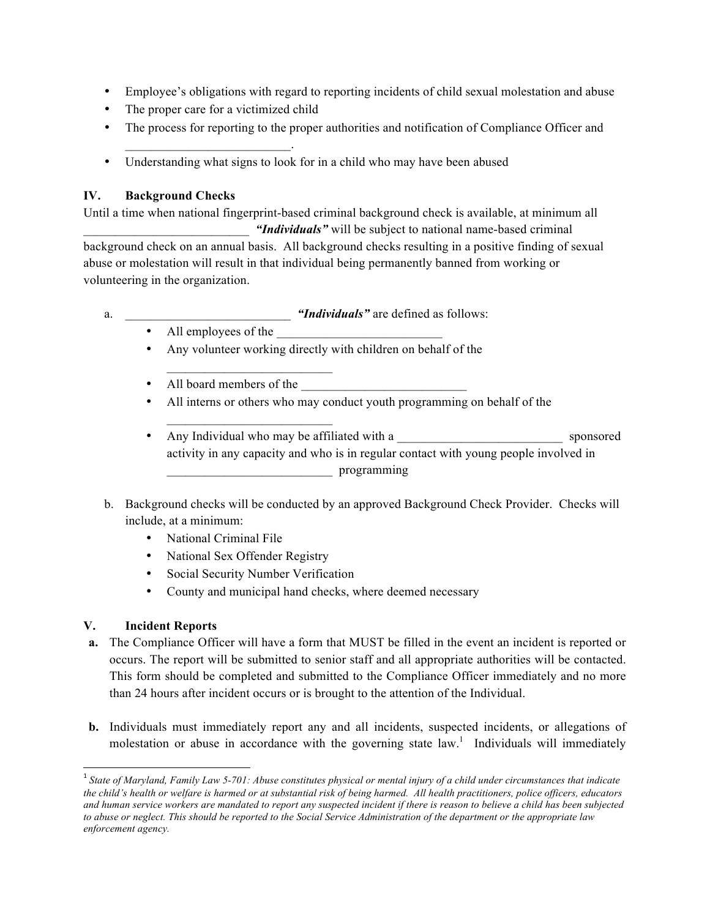- Employee's obligations with regard to reporting incidents of child sexual molestation and abuse
- The proper care for a victimized child
- The process for reporting to the proper authorities and notification of Compliance Officer and __________________________.
- Understanding what signs to look for in a child who may have been abused

## IV. Background Checks

Until a time when national fingerprint-based criminal background check is available, at minimum all __________________________ ***"Individuals"*** will be subject to national name-based criminal background check on an annual basis. All background checks resulting in a positive finding of sexual abuse or molestation will result in that individual being permanently banned from working or volunteering in the organization.

a. __________________________ ***"Individuals"*** are defined as follows:
   - All employees of the __________________________
   - Any volunteer working directly with children on behalf of the __________________________
   - All board members of the __________________________
   - All interns or others who may conduct youth programming on behalf of the __________________________
   - Any Individual who may be affiliated with a __________________________ sponsored activity in any capacity and who is in regular contact with young people involved in __________________________ programming

b. Background checks will be conducted by an approved Background Check Provider. Checks will include, at a minimum:
   - National Criminal File
   - National Sex Offender Registry
   - Social Security Number Verification
   - County and municipal hand checks, where deemed necessary

## V. Incident Reports

**a.** The Compliance Officer will have a form that MUST be filled in the event an incident is reported or occurs. The report will be submitted to senior staff and all appropriate authorities will be contacted. This form should be completed and submitted to the Compliance Officer immediately and no more than 24 hours after incident occurs or is brought to the attention of the Individual.

**b.** Individuals must immediately report any and all incidents, suspected incidents, or allegations of molestation or abuse in accordance with the governing state law.[1] Individuals will immediately

---

[1] *State of Maryland, Family Law 5-701: Abuse constitutes physical or mental injury of a child under circumstances that indicate the child's health or welfare is harmed or at substantial risk of being harmed. All health practitioners, police officers, educators and human service workers are mandated to report any suspected incident if there is reason to believe a child has been subjected to abuse or neglect. This should be reported to the Social Service Administration of the department or the appropriate law enforcement agency.*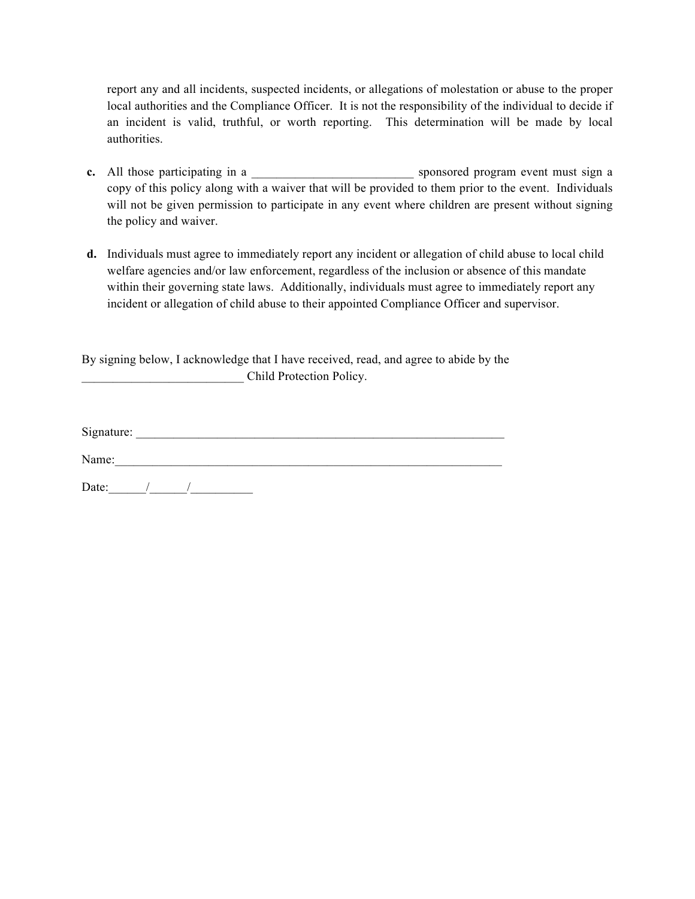report any and all incidents, suspected incidents, or allegations of molestation or abuse to the proper local authorities and the Compliance Officer. It is not the responsibility of the individual to decide if an incident is valid, truthful, or worth reporting. This determination will be made by local authorities.

**c.** All those participating in a __________________________ sponsored program event must sign a copy of this policy along with a waiver that will be provided to them prior to the event. Individuals will not be given permission to participate in any event where children are present without signing the policy and waiver.

**d.** Individuals must agree to immediately report any incident or allegation of child abuse to local child welfare agencies and/or law enforcement, regardless of the inclusion or absence of this mandate within their governing state laws. Additionally, individuals must agree to immediately report any incident or allegation of child abuse to their appointed Compliance Officer and supervisor.

By signing below, I acknowledge that I have received, read, and agree to abide by the __________________________ Child Protection Policy.

Signature: ______________________________________________________________

Name:_________________________________________________________________

Date:______/______/__________